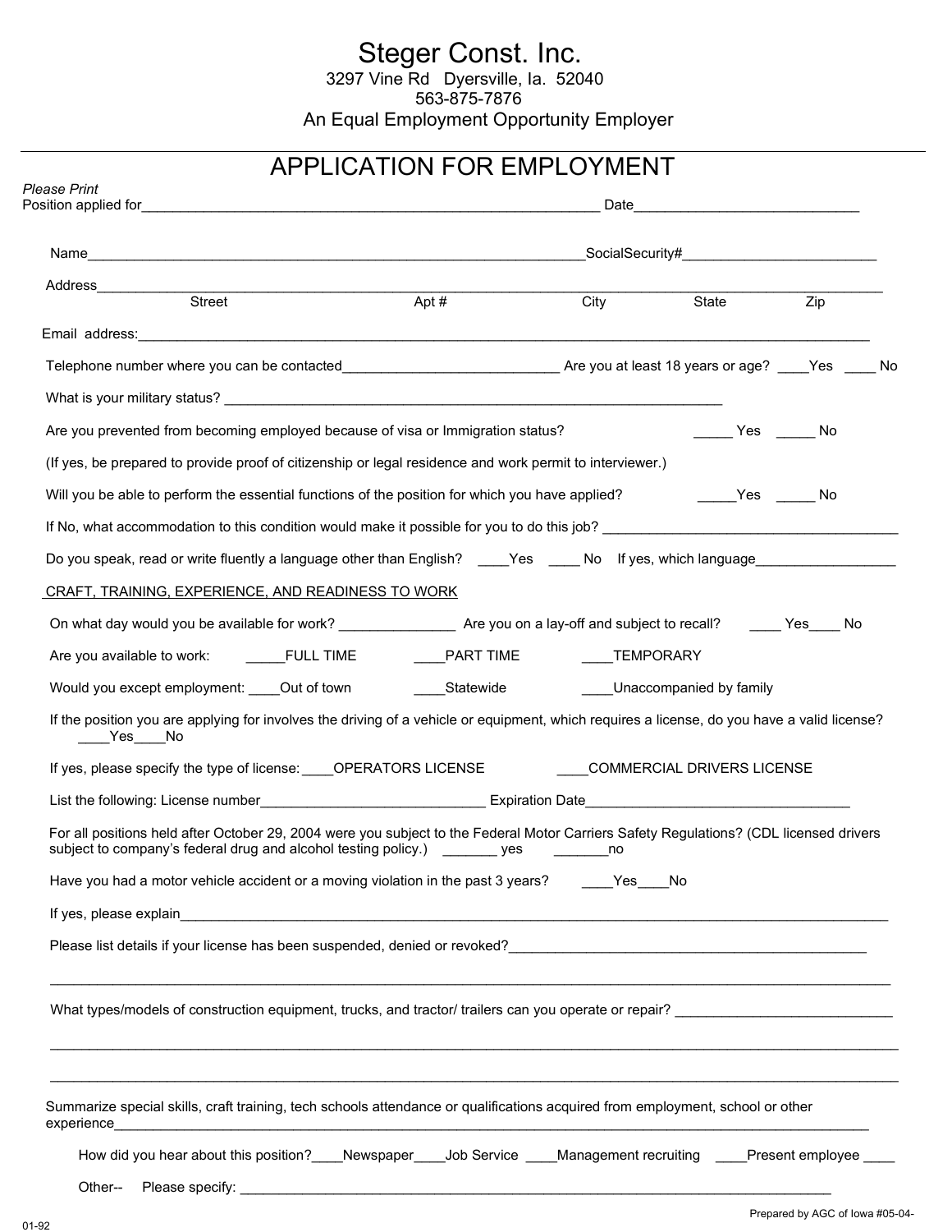# Steger Const. Inc.

3297 Vine Rd Dyersville, Ia. 52040

563-875-7876

An Equal Employment Opportunity Employer

## APPLICATION FOR EMPLOYMENT

*Please Print*

Position applied for_____________________________________________________________ Date_____________________________

Name_____________________________________________________________________SocialSecurity#_________________________

Address______________________________________________________________________________________________________

Street Apt # City State Zip

Email address:________________________________________________________________________________________________

Telephone number where you can be contacted____________________________ Are you at least 18 years or age? ____Yes ____ No

What is your military status? __________________________________________________________________

Are you prevented from becoming employed because of visa or Immigration status? _____ Yes _____ No

(If yes, be prepared to provide proof of citizenship or legal residence and work permit to interviewer.)

Will you be able to perform the essential functions of the position for which you have applied? _____Yes _____ No

If No, what accommodation to this condition would make it possible for you to do this job? ______________________________________

Do you speak, read or write fluently a language other than English? ____Yes ____ No If yes, which language__________________

CRAFT, TRAINING, EXPERIENCE, AND READINESS TO WORK

On what day would you be available for work? _______________ Are you on a lay-off and subject to recall? ____ Yes____ No

Are you available to work: _____FULL TIME ____PART TIME ____TEMPORARY

Would you except employment: ____Out of town ____Statewide ____Unaccompanied by family

If the position you are applying for involves the driving of a vehicle or equipment, which requires a license, do you have a valid license? ____Yes____No

If yes, please specify the type of license:____OPERATORS LICENSE ____COMMERCIAL DRIVERS LICENSE

List the following: License number_____________________________ Expiration Date__________________________________

For all positions held after October 29, 2004 were you subject to the Federal Motor Carriers Safety Regulations? (CDL licensed drivers subject to company's federal drug and alcohol testing policy.) _______ yes _______no

Have you had a motor vehicle accident or a moving violation in the past 3 years? ____Yes____No

If yes, please explain_____________________________________________________________________________________________

Please list details if your license has been suspended, denied or revoked?______________________________________________

______________________________________________________________________________________________________________

What types/models of construction equipment, trucks, and tractor/ trailers can you operate or repair? ___________________________

______________________________________________________________________________________________________________

______________________________________________________________________________________________________________

Summarize special skills, craft training, tech schools attendance or qualifications acquired from employment, school or other experience_________________________________________________________________________________________________

How did you hear about this position?____Newspaper____Job Service ____Management recruiting ____Present employee ____

Other-- Please specify: ______________________________________________________________________________

01-92

Prepared by AGC of Iowa #05-04-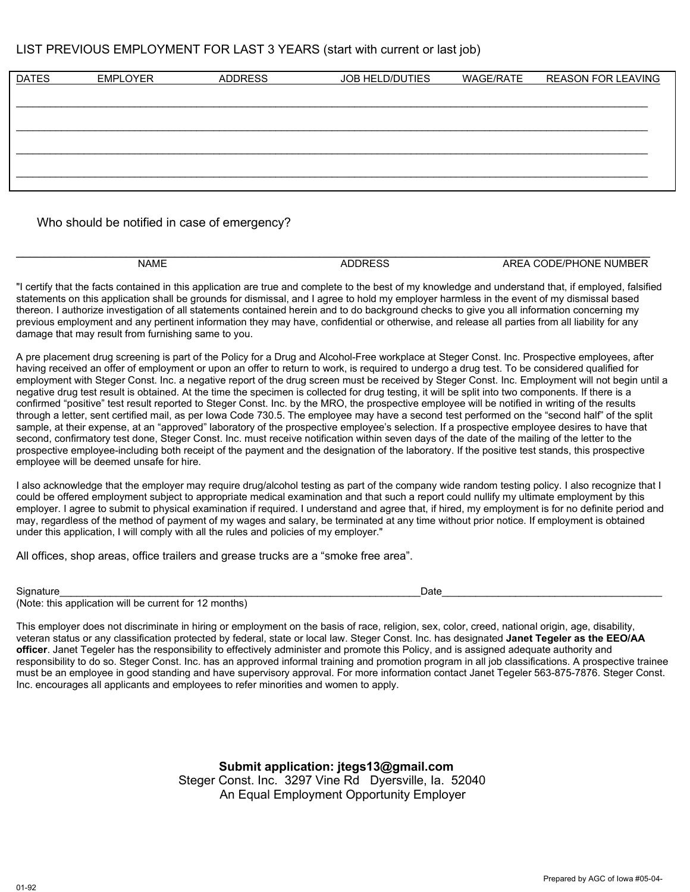LIST PREVIOUS EMPLOYMENT FOR LAST 3 YEARS (start with current or last job)

| DATES | EMPLOYER | ADDRESS | JOB HELD/DUTIES | WAGE/RATE | REASON FOR LEAVING |
|---|---|---|---|---|---|
| | | | | | |
| | | | | | |
| | | | | | |
| | | | | | |

Who should be notified in case of emergency?

_______________________________________________________________________________________________

NAME ADDRESS AREA CODE/PHONE NUMBER

"I certify that the facts contained in this application are true and complete to the best of my knowledge and understand that, if employed, falsified statements on this application shall be grounds for dismissal, and I agree to hold my employer harmless in the event of my dismissal based thereon. I authorize investigation of all statements contained herein and to do background checks to give you all information concerning my previous employment and any pertinent information they may have, confidential or otherwise, and release all parties from all liability for any damage that may result from furnishing same to you.

A pre placement drug screening is part of the Policy for a Drug and Alcohol-Free workplace at Steger Const. Inc. Prospective employees, after having received an offer of employment or upon an offer to return to work, is required to undergo a drug test. To be considered qualified for employment with Steger Const. Inc. a negative report of the drug screen must be received by Steger Const. Inc. Employment will not begin until a negative drug test result is obtained. At the time the specimen is collected for drug testing, it will be split into two components. If there is a confirmed "positive" test result reported to Steger Const. Inc. by the MRO, the prospective employee will be notified in writing of the results through a letter, sent certified mail, as per Iowa Code 730.5. The employee may have a second test performed on the "second half" of the split sample, at their expense, at an "approved" laboratory of the prospective employee's selection. If a prospective employee desires to have that second, confirmatory test done, Steger Const. Inc. must receive notification within seven days of the date of the mailing of the letter to the prospective employee-including both receipt of the payment and the designation of the laboratory. If the positive test stands, this prospective employee will be deemed unsafe for hire.

I also acknowledge that the employer may require drug/alcohol testing as part of the company wide random testing policy. I also recognize that I could be offered employment subject to appropriate medical examination and that such a report could nullify my ultimate employment by this employer. I agree to submit to physical examination if required. I understand and agree that, if hired, my employment is for no definite period and may, regardless of the method of payment of my wages and salary, be terminated at any time without prior notice. If employment is obtained under this application, I will comply with all the rules and policies of my employer."

All offices, shop areas, office trailers and grease trucks are a "smoke free area".

Signature____________________________________________________________Date______________________________________

(Note: this application will be current for 12 months)

This employer does not discriminate in hiring or employment on the basis of race, religion, sex, color, creed, national origin, age, disability, veteran status or any classification protected by federal, state or local law. Steger Const. Inc. has designated **Janet Tegeler as the EEO/AA officer**. Janet Tegeler has the responsibility to effectively administer and promote this Policy, and is assigned adequate authority and responsibility to do so. Steger Const. Inc. has an approved informal training and promotion program in all job classifications. A prospective trainee must be an employee in good standing and have supervisory approval. For more information contact Janet Tegeler 563-875-7876. Steger Const. Inc. encourages all applicants and employees to refer minorities and women to apply.

**Submit application: jtegs13@gmail.com**

Steger Const. Inc. 3297 Vine Rd Dyersville, Ia. 52040

An Equal Employment Opportunity Employer

Prepared by AGC of Iowa #05-04-01-92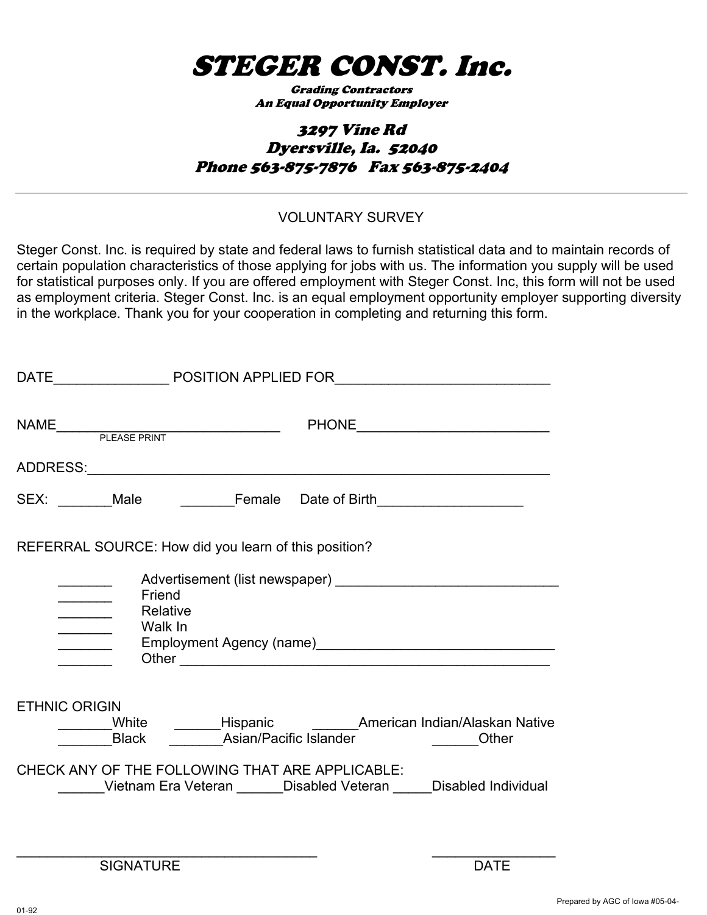# *STEGER CONST. Inc.*

***Grading Contractors***
***An Equal Opportunity Employer***

***3297 Vine Rd***
***Dyersville, Ia. 52040***
***Phone 563-875-7876 Fax 563-875-2404***

---

VOLUNTARY SURVEY

Steger Const. Inc. is required by state and federal laws to furnish statistical data and to maintain records of certain population characteristics of those applying for jobs with us. The information you supply will be used for statistical purposes only. If you are offered employment with Steger Const. Inc, this form will not be used as employment criteria. Steger Const. Inc. is an equal employment opportunity employer supporting diversity in the workplace. Thank you for your cooperation in completing and returning this form.

DATE_______________ POSITION APPLIED FOR____________________________

NAME____________________________ PHONE_________________________
PLEASE PRINT

ADDRESS:___________________________________________________________

SEX: _______Male _______Female Date of Birth___________________

REFERRAL SOURCE: How did you learn of this position?

_______ Advertisement (list newspaper) _____________________________
_______ Friend
_______ Relative
_______ Walk In
_______ Employment Agency (name)_______________________________
_______ Other ________________________________________________

ETHNIC ORIGIN
_______White ______Hispanic ______American Indian/Alaskan Native
_______Black _______Asian/Pacific Islander ______Other

CHECK ANY OF THE FOLLOWING THAT ARE APPLICABLE:
______Vietnam Era Veteran ______Disabled Veteran _____Disabled Individual

_____________________________________ ________________
SIGNATURE DATE

Prepared by AGC of Iowa #05-04-
01-92